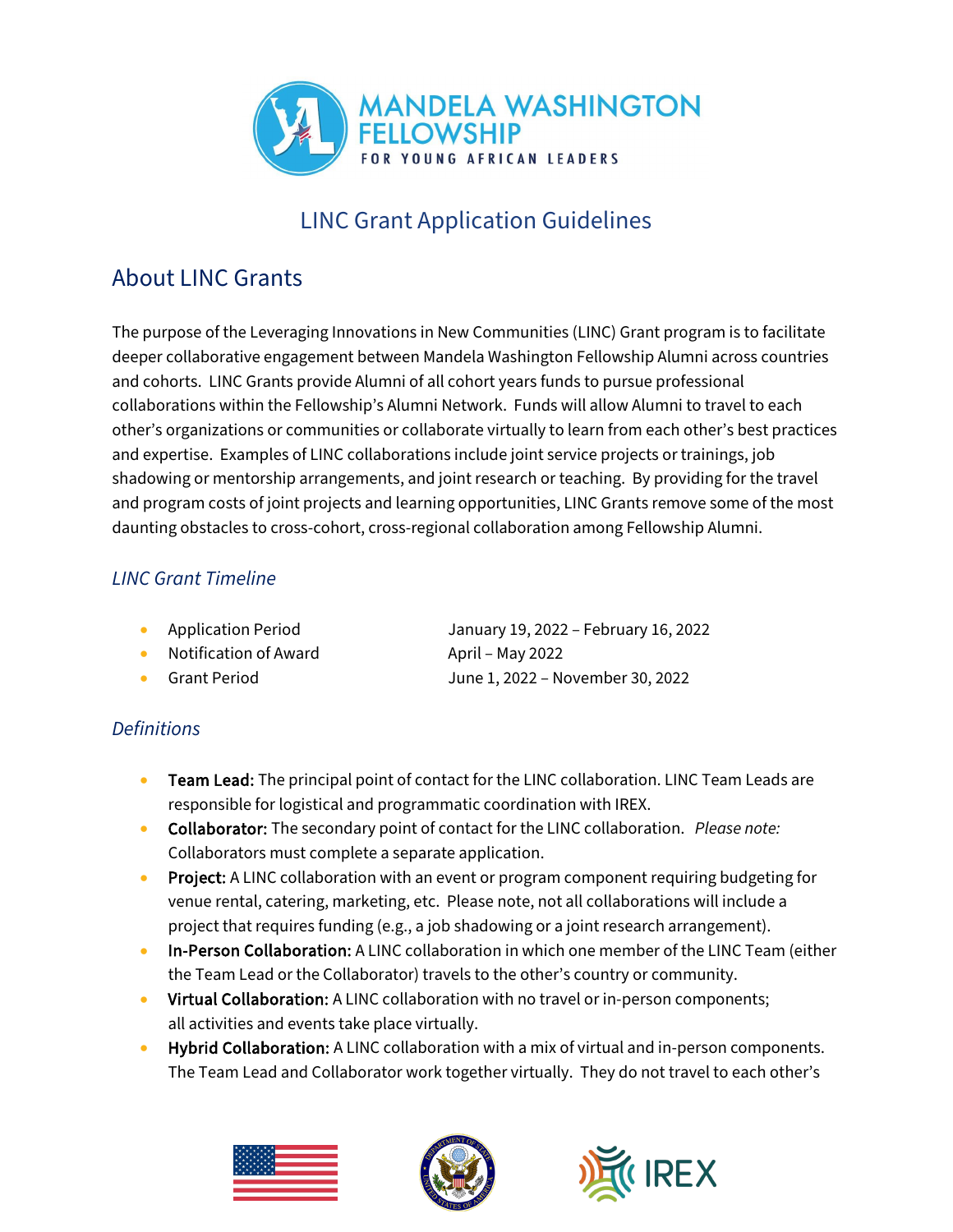# LINC Grant Application Guidelines

## About LINC Grants

The purpose of the Leveraging Innovations in New Communities (LINC) Grant program is to facilitate deeper collaborative engagement between Mandela Washington Fellowship Alumni across countries and cohorts. LINC Grants provide Alumni of all cohort years funds to pursue professional collaborations within the Fellowship's Alumni Network. Funds will allow Alumni to travel to each other's organizations or communities or collaborate virtually to learn from each other's best practices and expertise. Examples of LINC collaborations include joint service projects or trainings, job shadowing or mentorship arrangements, and joint research or teaching. By providing for the travel and program costs of joint projects and learning opportunities, LINC Grants remove some of the most daunting obstacles to cross-cohort, cross-regional collaboration among Fellowship Alumni.

### *LINC Grant Timeline*

- Application Period — January 19, 2022 – February 16, 2022
- Notification of Award — April – May 2022
- Grant Period — June 1, 2022 – November 30, 2022

### *Definitions*

- **Team Lead:** The principal point of contact for the LINC collaboration. LINC Team Leads are responsible for logistical and programmatic coordination with IREX.
- **Collaborator:** The secondary point of contact for the LINC collaboration. *Please note:* Collaborators must complete a separate application.
- **Project:** A LINC collaboration with an event or program component requiring budgeting for venue rental, catering, marketing, etc. Please note, not all collaborations will include a project that requires funding (e.g., a job shadowing or a joint research arrangement).
- **In-Person Collaboration:** A LINC collaboration in which one member of the LINC Team (either the Team Lead or the Collaborator) travels to the other's country or community.
- **Virtual Collaboration:** A LINC collaboration with no travel or in-person components; all activities and events take place virtually.
- **Hybrid Collaboration:** A LINC collaboration with a mix of virtual and in-person components. The Team Lead and Collaborator work together virtually. They do not travel to each other's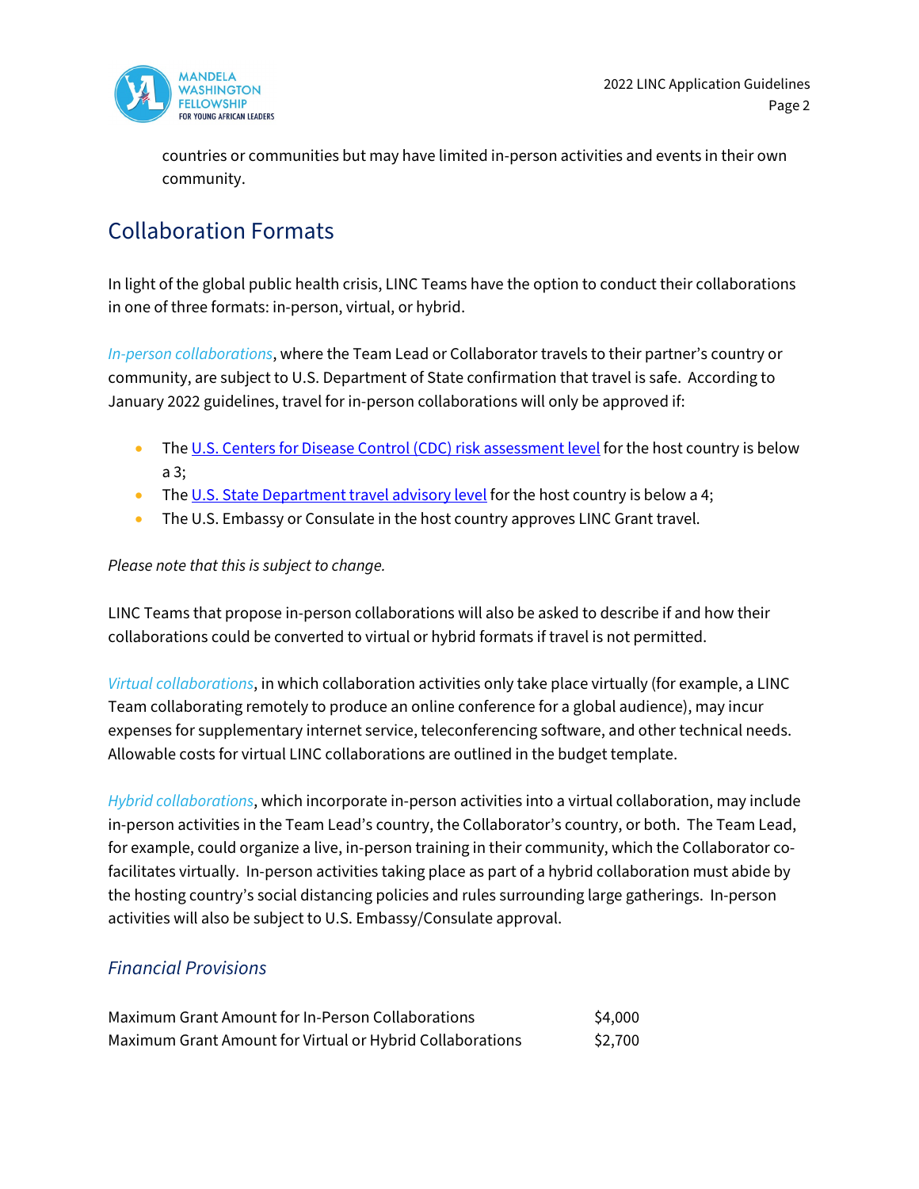countries or communities but may have limited in-person activities and events in their own community.

## Collaboration Formats

In light of the global public health crisis, LINC Teams have the option to conduct their collaborations in one of three formats: in-person, virtual, or hybrid.

*In-person collaborations*, where the Team Lead or Collaborator travels to their partner's country or community, are subject to U.S. Department of State confirmation that travel is safe. According to January 2022 guidelines, travel for in-person collaborations will only be approved if:

- The U.S. Centers for Disease Control (CDC) risk assessment level for the host country is below a 3;
- The U.S. State Department travel advisory level for the host country is below a 4;
- The U.S. Embassy or Consulate in the host country approves LINC Grant travel.

*Please note that this is subject to change.*

LINC Teams that propose in-person collaborations will also be asked to describe if and how their collaborations could be converted to virtual or hybrid formats if travel is not permitted.

*Virtual collaborations*, in which collaboration activities only take place virtually (for example, a LINC Team collaborating remotely to produce an online conference for a global audience), may incur expenses for supplementary internet service, teleconferencing software, and other technical needs. Allowable costs for virtual LINC collaborations are outlined in the budget template.

*Hybrid collaborations*, which incorporate in-person activities into a virtual collaboration, may include in-person activities in the Team Lead's country, the Collaborator's country, or both. The Team Lead, for example, could organize a live, in-person training in their community, which the Collaborator co-facilitates virtually. In-person activities taking place as part of a hybrid collaboration must abide by the hosting country's social distancing policies and rules surrounding large gatherings. In-person activities will also be subject to U.S. Embassy/Consulate approval.

### *Financial Provisions*

| | |
|---|---|
| Maximum Grant Amount for In-Person Collaborations | $4,000 |
| Maximum Grant Amount for Virtual or Hybrid Collaborations | $2,700 |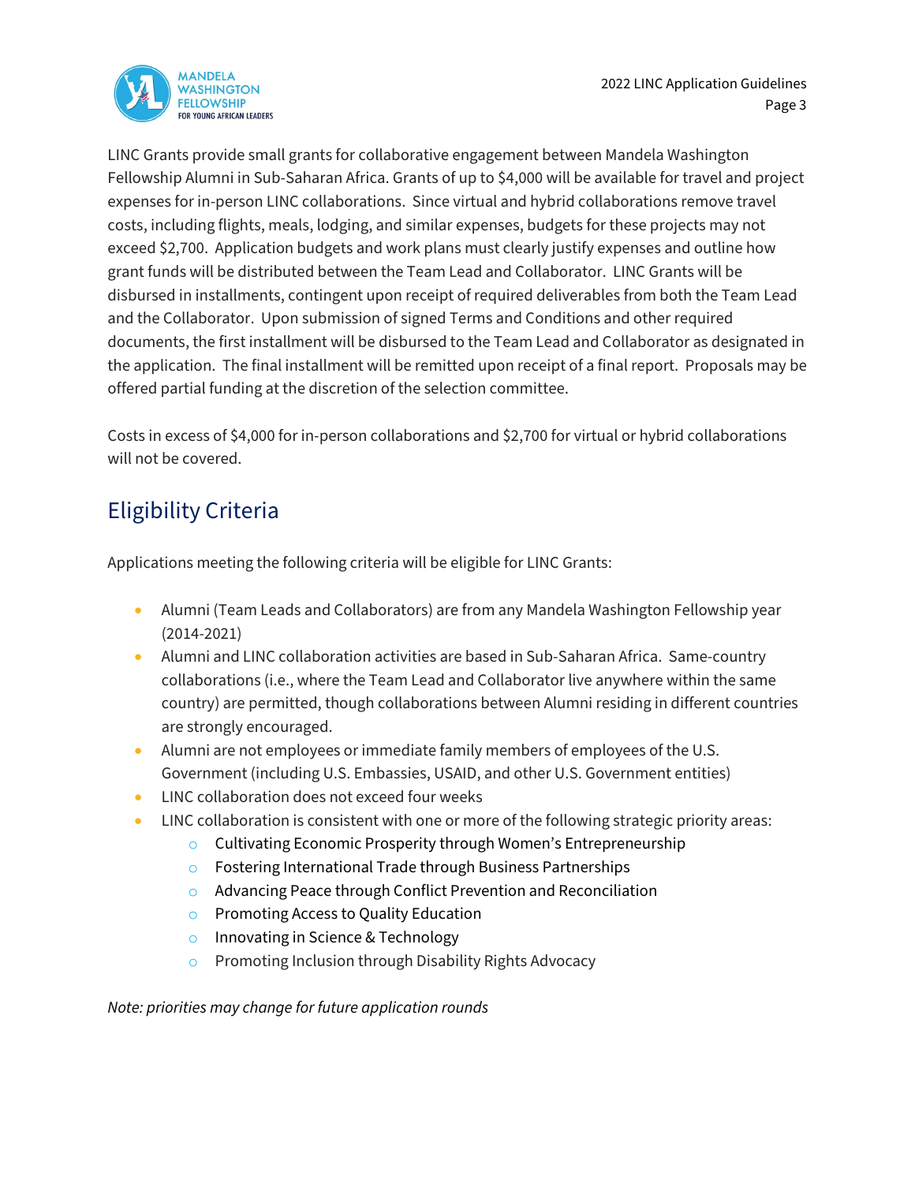LINC Grants provide small grants for collaborative engagement between Mandela Washington Fellowship Alumni in Sub-Saharan Africa. Grants of up to $4,000 will be available for travel and project expenses for in-person LINC collaborations. Since virtual and hybrid collaborations remove travel costs, including flights, meals, lodging, and similar expenses, budgets for these projects may not exceed $2,700. Application budgets and work plans must clearly justify expenses and outline how grant funds will be distributed between the Team Lead and Collaborator. LINC Grants will be disbursed in installments, contingent upon receipt of required deliverables from both the Team Lead and the Collaborator. Upon submission of signed Terms and Conditions and other required documents, the first installment will be disbursed to the Team Lead and Collaborator as designated in the application. The final installment will be remitted upon receipt of a final report. Proposals may be offered partial funding at the discretion of the selection committee.

Costs in excess of $4,000 for in-person collaborations and $2,700 for virtual or hybrid collaborations will not be covered.

## Eligibility Criteria

Applications meeting the following criteria will be eligible for LINC Grants:

- Alumni (Team Leads and Collaborators) are from any Mandela Washington Fellowship year (2014-2021)
- Alumni and LINC collaboration activities are based in Sub-Saharan Africa. Same-country collaborations (i.e., where the Team Lead and Collaborator live anywhere within the same country) are permitted, though collaborations between Alumni residing in different countries are strongly encouraged.
- Alumni are not employees or immediate family members of employees of the U.S. Government (including U.S. Embassies, USAID, and other U.S. Government entities)
- LINC collaboration does not exceed four weeks
- LINC collaboration is consistent with one or more of the following strategic priority areas:
  - Cultivating Economic Prosperity through Women's Entrepreneurship
  - Fostering International Trade through Business Partnerships
  - Advancing Peace through Conflict Prevention and Reconciliation
  - Promoting Access to Quality Education
  - Innovating in Science & Technology
  - Promoting Inclusion through Disability Rights Advocacy

*Note: priorities may change for future application rounds*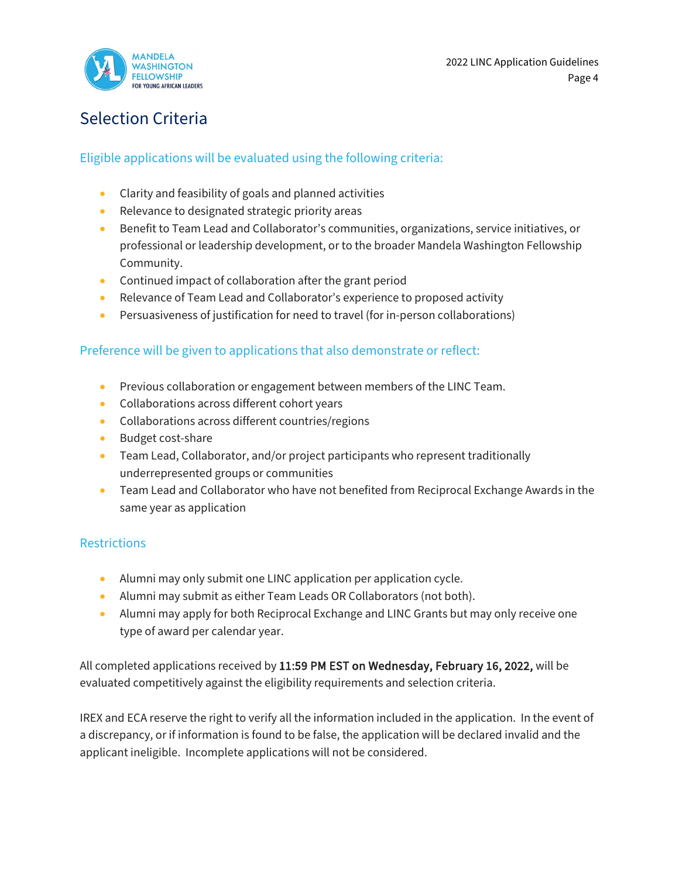# Selection Criteria

## Eligible applications will be evaluated using the following criteria:

- Clarity and feasibility of goals and planned activities
- Relevance to designated strategic priority areas
- Benefit to Team Lead and Collaborator's communities, organizations, service initiatives, or professional or leadership development, or to the broader Mandela Washington Fellowship Community.
- Continued impact of collaboration after the grant period
- Relevance of Team Lead and Collaborator's experience to proposed activity
- Persuasiveness of justification for need to travel (for in-person collaborations)

## Preference will be given to applications that also demonstrate or reflect:

- Previous collaboration or engagement between members of the LINC Team.
- Collaborations across different cohort years
- Collaborations across different countries/regions
- Budget cost-share
- Team Lead, Collaborator, and/or project participants who represent traditionally underrepresented groups or communities
- Team Lead and Collaborator who have not benefited from Reciprocal Exchange Awards in the same year as application

## Restrictions

- Alumni may only submit one LINC application per application cycle.
- Alumni may submit as either Team Leads OR Collaborators (not both).
- Alumni may apply for both Reciprocal Exchange and LINC Grants but may only receive one type of award per calendar year.

All completed applications received by **11:59 PM EST on Wednesday, February 16, 2022,** will be evaluated competitively against the eligibility requirements and selection criteria.

IREX and ECA reserve the right to verify all the information included in the application. In the event of a discrepancy, or if information is found to be false, the application will be declared invalid and the applicant ineligible. Incomplete applications will not be considered.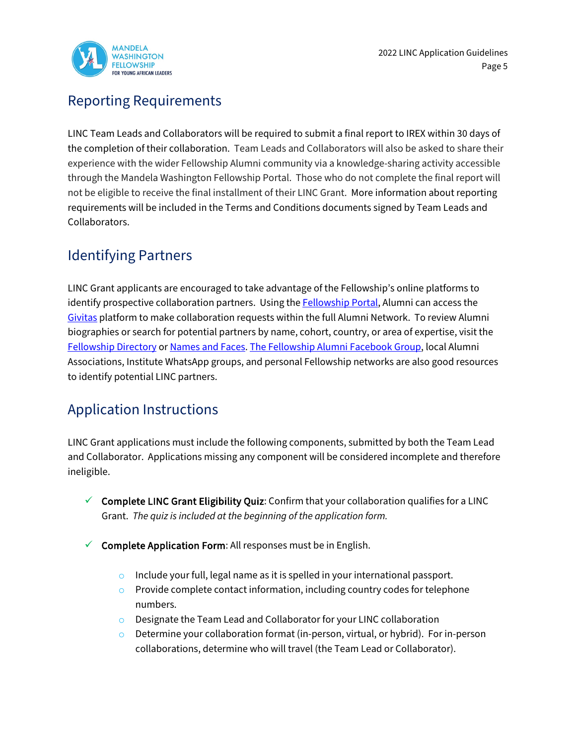## Reporting Requirements

LINC Team Leads and Collaborators will be required to submit a final report to IREX within 30 days of the completion of their collaboration. Team Leads and Collaborators will also be asked to share their experience with the wider Fellowship Alumni community via a knowledge-sharing activity accessible through the Mandela Washington Fellowship Portal. Those who do not complete the final report will not be eligible to receive the final installment of their LINC Grant. More information about reporting requirements will be included in the Terms and Conditions documents signed by Team Leads and Collaborators.

## Identifying Partners

LINC Grant applicants are encouraged to take advantage of the Fellowship's online platforms to identify prospective collaboration partners. Using the Fellowship Portal, Alumni can access the Givitas platform to make collaboration requests within the full Alumni Network. To review Alumni biographies or search for potential partners by name, cohort, country, or area of expertise, visit the Fellowship Directory or Names and Faces. The Fellowship Alumni Facebook Group, local Alumni Associations, Institute WhatsApp groups, and personal Fellowship networks are also good resources to identify potential LINC partners.

## Application Instructions

LINC Grant applications must include the following components, submitted by both the Team Lead and Collaborator. Applications missing any component will be considered incomplete and therefore ineligible.

- ✓ **Complete LINC Grant Eligibility Quiz**: Confirm that your collaboration qualifies for a LINC Grant. *The quiz is included at the beginning of the application form.*

- ✓ **Complete Application Form**: All responses must be in English.
  - Include your full, legal name as it is spelled in your international passport.
  - Provide complete contact information, including country codes for telephone numbers.
  - Designate the Team Lead and Collaborator for your LINC collaboration
  - Determine your collaboration format (in-person, virtual, or hybrid). For in-person collaborations, determine who will travel (the Team Lead or Collaborator).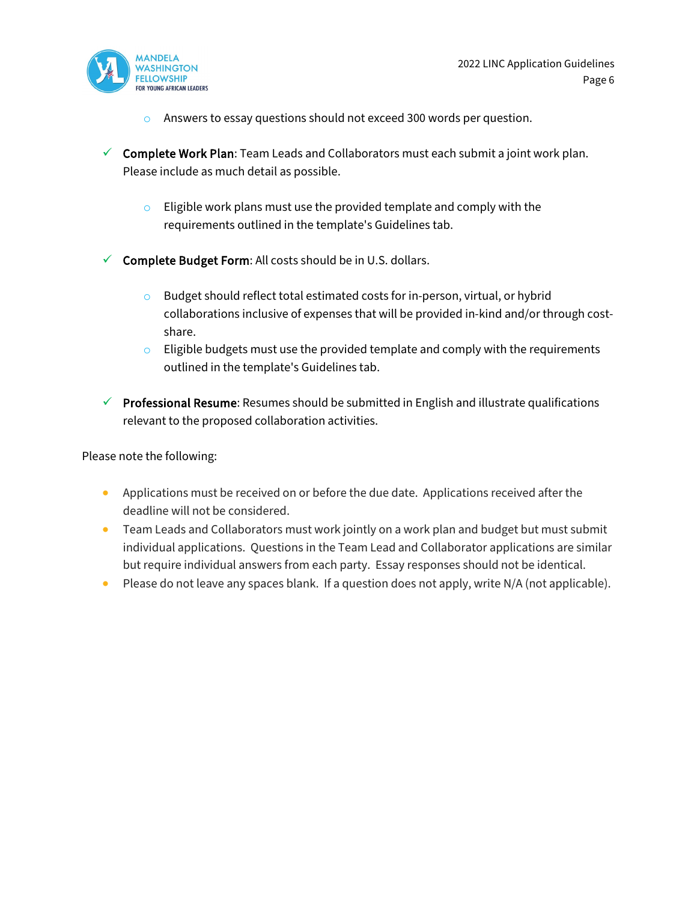- Answers to essay questions should not exceed 300 words per question.

- ✓ **Complete Work Plan**: Team Leads and Collaborators must each submit a joint work plan. Please include as much detail as possible.

    - Eligible work plans must use the provided template and comply with the requirements outlined in the template's Guidelines tab.

- ✓ **Complete Budget Form**: All costs should be in U.S. dollars.

    - Budget should reflect total estimated costs for in-person, virtual, or hybrid collaborations inclusive of expenses that will be provided in-kind and/or through cost-share.
    - Eligible budgets must use the provided template and comply with the requirements outlined in the template's Guidelines tab.

- ✓ **Professional Resume**: Resumes should be submitted in English and illustrate qualifications relevant to the proposed collaboration activities.

Please note the following:

- Applications must be received on or before the due date. Applications received after the deadline will not be considered.
- Team Leads and Collaborators must work jointly on a work plan and budget but must submit individual applications. Questions in the Team Lead and Collaborator applications are similar but require individual answers from each party. Essay responses should not be identical.
- Please do not leave any spaces blank. If a question does not apply, write N/A (not applicable).